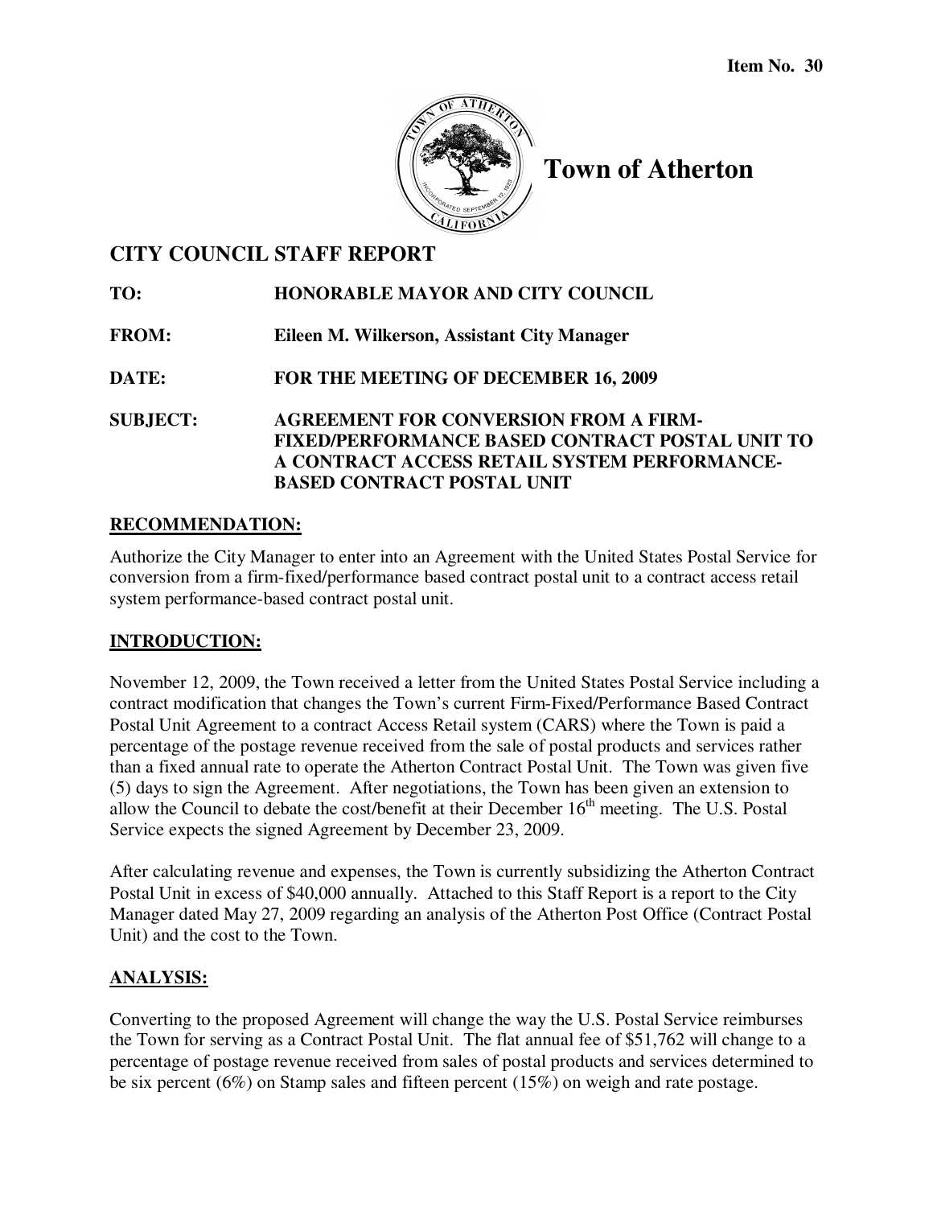Item No. 30

# Town of Atherton

## CITY COUNCIL STAFF REPORT

**TO:** HONORABLE MAYOR AND CITY COUNCIL

**FROM:** Eileen M. Wilkerson, Assistant City Manager

**DATE:** FOR THE MEETING OF DECEMBER 16, 2009

**SUBJECT:** AGREEMENT FOR CONVERSION FROM A FIRM-FIXED/PERFORMANCE BASED CONTRACT POSTAL UNIT TO A CONTRACT ACCESS RETAIL SYSTEM PERFORMANCE-BASED CONTRACT POSTAL UNIT

### RECOMMENDATION:

Authorize the City Manager to enter into an Agreement with the United States Postal Service for conversion from a firm-fixed/performance based contract postal unit to a contract access retail system performance-based contract postal unit.

### INTRODUCTION:

November 12, 2009, the Town received a letter from the United States Postal Service including a contract modification that changes the Town's current Firm-Fixed/Performance Based Contract Postal Unit Agreement to a contract Access Retail system (CARS) where the Town is paid a percentage of the postage revenue received from the sale of postal products and services rather than a fixed annual rate to operate the Atherton Contract Postal Unit. The Town was given five (5) days to sign the Agreement. After negotiations, the Town has been given an extension to allow the Council to debate the cost/benefit at their December 16th meeting. The U.S. Postal Service expects the signed Agreement by December 23, 2009.

After calculating revenue and expenses, the Town is currently subsidizing the Atherton Contract Postal Unit in excess of $40,000 annually. Attached to this Staff Report is a report to the City Manager dated May 27, 2009 regarding an analysis of the Atherton Post Office (Contract Postal Unit) and the cost to the Town.

### ANALYSIS:

Converting to the proposed Agreement will change the way the U.S. Postal Service reimburses the Town for serving as a Contract Postal Unit. The flat annual fee of $51,762 will change to a percentage of postage revenue received from sales of postal products and services determined to be six percent (6%) on Stamp sales and fifteen percent (15%) on weigh and rate postage.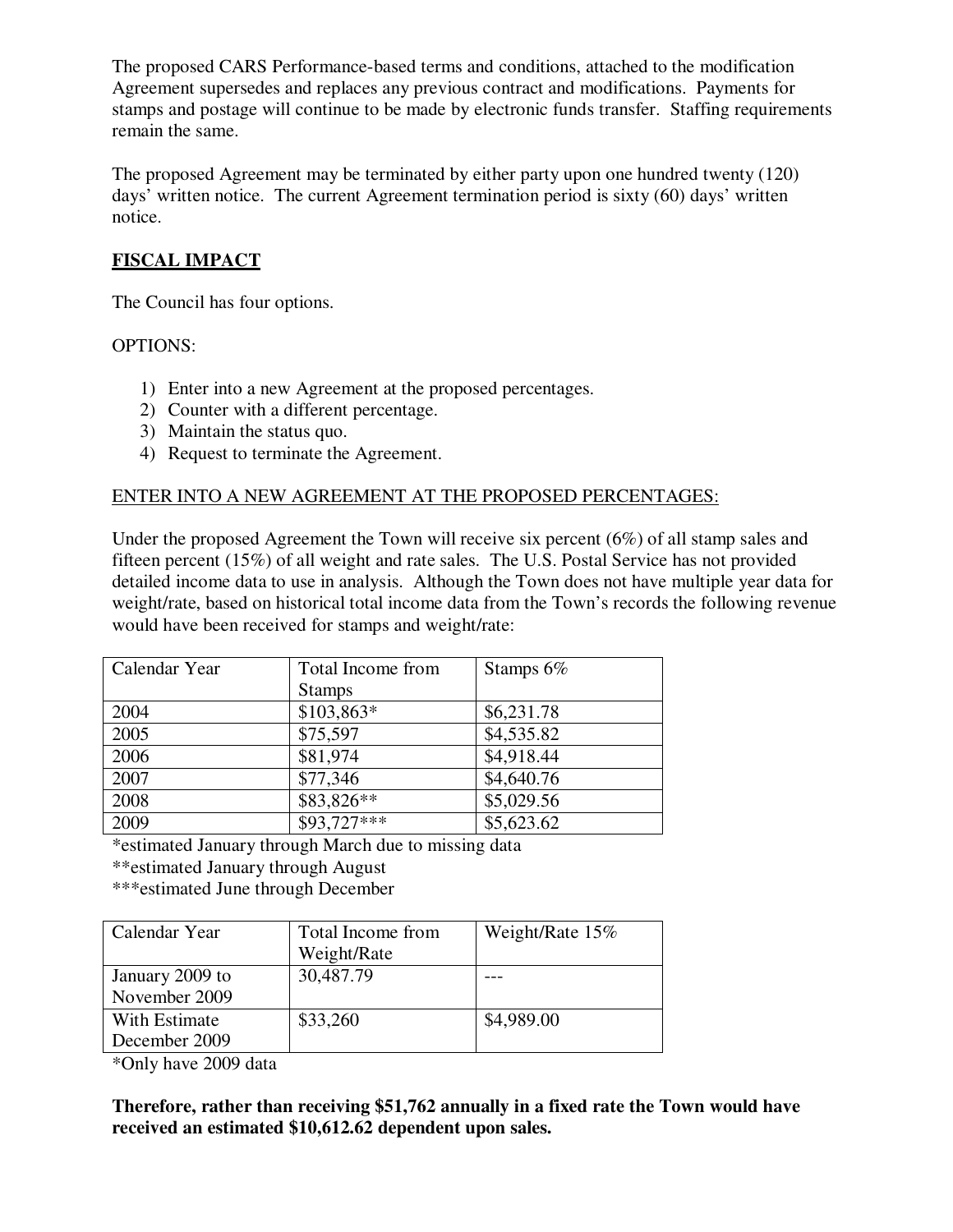The proposed CARS Performance-based terms and conditions, attached to the modification Agreement supersedes and replaces any previous contract and modifications. Payments for stamps and postage will continue to be made by electronic funds transfer. Staffing requirements remain the same.

The proposed Agreement may be terminated by either party upon one hundred twenty (120) days' written notice. The current Agreement termination period is sixty (60) days' written notice.

## FISCAL IMPACT

The Council has four options.

OPTIONS:

1) Enter into a new Agreement at the proposed percentages.
2) Counter with a different percentage.
3) Maintain the status quo.
4) Request to terminate the Agreement.

ENTER INTO A NEW AGREEMENT AT THE PROPOSED PERCENTAGES:

Under the proposed Agreement the Town will receive six percent (6%) of all stamp sales and fifteen percent (15%) of all weight and rate sales. The U.S. Postal Service has not provided detailed income data to use in analysis. Although the Town does not have multiple year data for weight/rate, based on historical total income data from the Town's records the following revenue would have been received for stamps and weight/rate:

| Calendar Year | Total Income from Stamps | Stamps 6% |
|---|---|---|
| 2004 | $103,863* | $6,231.78 |
| 2005 | $75,597 | $4,535.82 |
| 2006 | $81,974 | $4,918.44 |
| 2007 | $77,346 | $4,640.76 |
| 2008 | $83,826** | $5,029.56 |
| 2009 | $93,727*** | $5,623.62 |

*estimated January through March due to missing data
**estimated January through August
***estimated June through December

| Calendar Year | Total Income from Weight/Rate | Weight/Rate 15% |
|---|---|---|
| January 2009 to November 2009 | 30,487.79 | --- |
| With Estimate December 2009 | $33,260 | $4,989.00 |

*Only have 2009 data

**Therefore, rather than receiving $51,762 annually in a fixed rate the Town would have received an estimated $10,612.62 dependent upon sales.**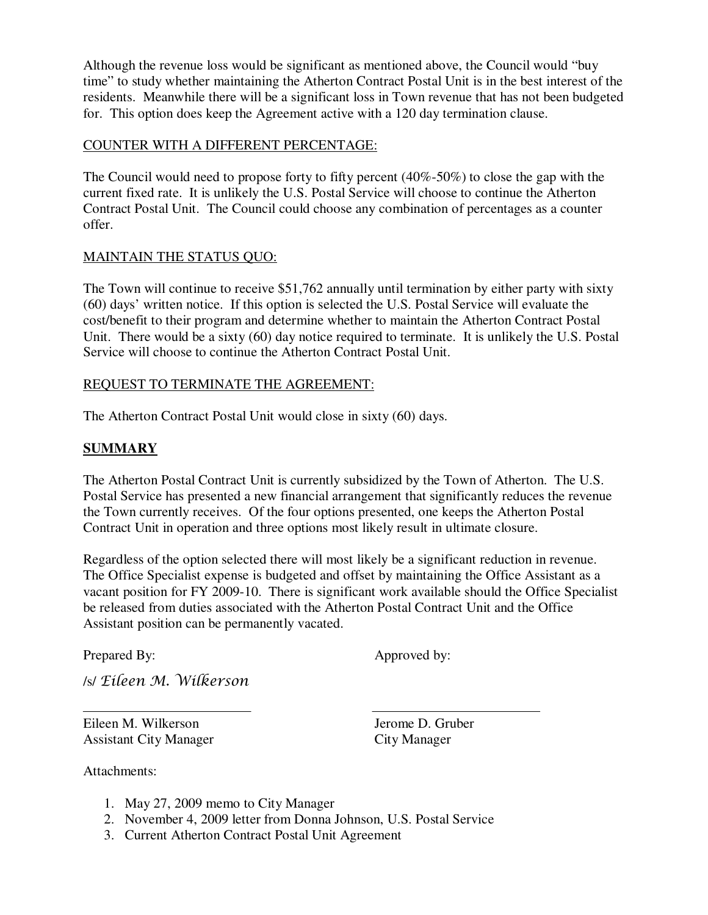Although the revenue loss would be significant as mentioned above, the Council would "buy time" to study whether maintaining the Atherton Contract Postal Unit is in the best interest of the residents. Meanwhile there will be a significant loss in Town revenue that has not been budgeted for. This option does keep the Agreement active with a 120 day termination clause.

COUNTER WITH A DIFFERENT PERCENTAGE:

The Council would need to propose forty to fifty percent (40%-50%) to close the gap with the current fixed rate. It is unlikely the U.S. Postal Service will choose to continue the Atherton Contract Postal Unit. The Council could choose any combination of percentages as a counter offer.

MAINTAIN THE STATUS QUO:

The Town will continue to receive $51,762 annually until termination by either party with sixty (60) days' written notice. If this option is selected the U.S. Postal Service will evaluate the cost/benefit to their program and determine whether to maintain the Atherton Contract Postal Unit. There would be a sixty (60) day notice required to terminate. It is unlikely the U.S. Postal Service will choose to continue the Atherton Contract Postal Unit.

REQUEST TO TERMINATE THE AGREEMENT:

The Atherton Contract Postal Unit would close in sixty (60) days.

## SUMMARY

The Atherton Postal Contract Unit is currently subsidized by the Town of Atherton. The U.S. Postal Service has presented a new financial arrangement that significantly reduces the revenue the Town currently receives. Of the four options presented, one keeps the Atherton Postal Contract Unit in operation and three options most likely result in ultimate closure.

Regardless of the option selected there will most likely be a significant reduction in revenue. The Office Specialist expense is budgeted and offset by maintaining the Office Assistant as a vacant position for FY 2009-10. There is significant work available should the Office Specialist be released from duties associated with the Atherton Postal Contract Unit and the Office Assistant position can be permanently vacated.

Prepared By: Approved by:

/s/ *Eileen M. Wilkerson*

Eileen M. Wilkerson
Assistant City Manager

Jerome D. Gruber
City Manager

Attachments:

1. May 27, 2009 memo to City Manager
2. November 4, 2009 letter from Donna Johnson, U.S. Postal Service
3. Current Atherton Contract Postal Unit Agreement